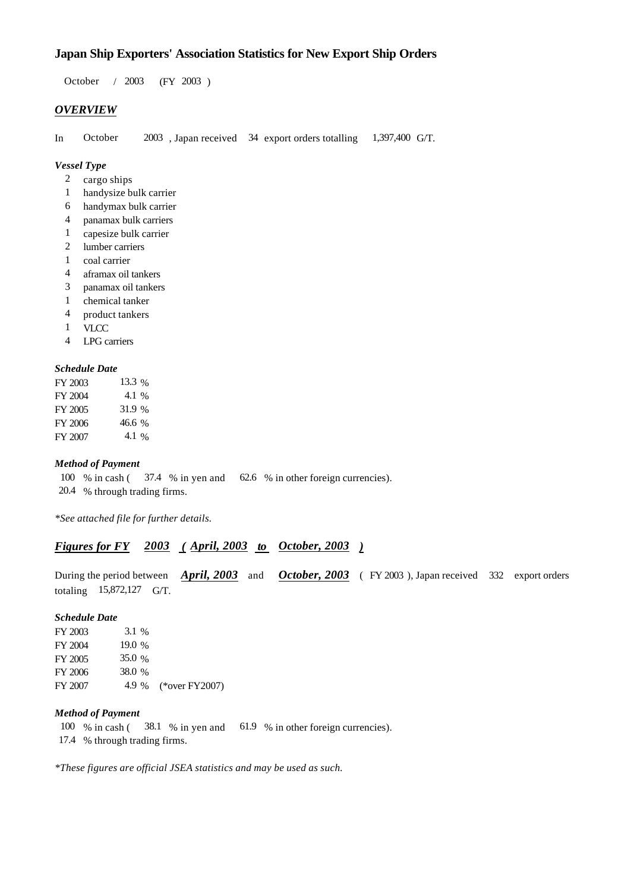# Japan Ship Exporters' Association Statistics for New Export Ship Orders

October / 2003 (FY 2003 )

## *OVERVIEW*

In October 2003 , Japan received 34 export orders totalling 1,397,400 G/T.

### *Vessel Type*

- 2 cargo ships
- 1 handysize bulk carrier
- 6 handymax bulk carrier
- 4 panamax bulk carriers
- 1 capesize bulk carrier
- 2 lumber carriers
- 1 coal carrier
- 4 aframax oil tankers
- 3 panamax oil tankers
- 1 chemical tanker
- 4 product tankers
- 1 VLCC
- 4 LPG carriers

### *Schedule Date*

| | |
|---|---|
| FY 2003 | 13.3 % |
| FY 2004 | 4.1 % |
| FY 2005 | 31.9 % |
| FY 2006 | 46.6 % |
| FY 2007 | 4.1 % |

### *Method of Payment*

100 % in cash ( 37.4 % in yen and 62.6 % in other foreign currencies).
20.4 % through trading firms.

*\*See attached file for further details.*

## ***Figures for FY 2003 ( April, 2003 to October, 2003 )***

During the period between ***April, 2003*** and ***October, 2003*** ( FY 2003 ), Japan received 332 export orders totaling 15,872,127 G/T.

### *Schedule Date*

| | | |
|---|---|---|
| FY 2003 | 3.1 % | |
| FY 2004 | 19.0 % | |
| FY 2005 | 35.0 % | |
| FY 2006 | 38.0 % | |
| FY 2007 | 4.9 % | (*over FY2007) |

### *Method of Payment*

100 % in cash ( 38.1 % in yen and 61.9 % in other foreign currencies).
17.4 % through trading firms.

*\*These figures are official JSEA statistics and may be used as such.*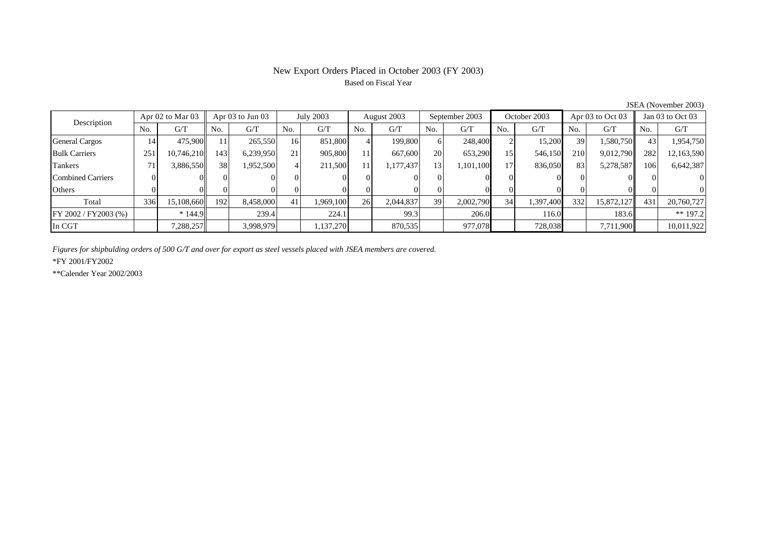# New Export Orders Placed in October 2003 (FY 2003)

Based on Fiscal Year

JSEA (November 2003)

| Description | Apr 02 to Mar 03 | | Apr 03 to Jun 03 | | July 2003 | | August 2003 | | September 2003 | | October 2003 | | Apr 03 to Oct 03 | | Jan 03 to Oct 03 | |
|---|---|---|---|---|---|---|---|---|---|---|---|---|---|---|---|---|
| | No. | G/T | No. | G/T | No. | G/T | No. | G/T | No. | G/T | No. | G/T | No. | G/T | No. | G/T |
| General Cargos | 14 | 475,900 | 11 | 265,550 | 16 | 851,800 | 4 | 199,800 | 6 | 248,400 | 2 | 15,200 | 39 | 1,580,750 | 43 | 1,954,750 |
| Bulk Carriers | 251 | 10,746,210 | 143 | 6,239,950 | 21 | 905,800 | 11 | 667,600 | 20 | 653,290 | 15 | 546,150 | 210 | 9,012,790 | 282 | 12,163,590 |
| Tankers | 71 | 3,886,550 | 38 | 1,952,500 | 4 | 211,500 | 11 | 1,177,437 | 13 | 1,101,100 | 17 | 836,050 | 83 | 5,278,587 | 106 | 6,642,387 |
| Combined Carriers | 0 | 0 | 0 | 0 | 0 | 0 | 0 | 0 | 0 | 0 | 0 | 0 | 0 | 0 | 0 | 0 |
| Others | 0 | 0 | 0 | 0 | 0 | 0 | 0 | 0 | 0 | 0 | 0 | 0 | 0 | 0 | 0 | 0 |
| Total | 336 | 15,108,660 | 192 | 8,458,000 | 41 | 1,969,100 | 26 | 2,044,837 | 39 | 2,002,790 | 34 | 1,397,400 | 332 | 15,872,127 | 431 | 20,760,727 |
| FY 2002 / FY2003 (%) | | * 144.9 | | 239.4 | | 224.1 | | 99.3 | | 206.0 | | 116.0 | | 183.6 | | ** 197.2 |
| In CGT | | 7,288,257 | | 3,998,979 | | 1,137,270 | | 870,535 | | 977,078 | | 728,038 | | 7,711,900 | | 10,011,922 |

*Figures for shipbulding orders of 500 G/T and over for export as steel vessels placed with JSEA members are covered.*

*FY 2001/FY2002

**Calender Year 2002/2003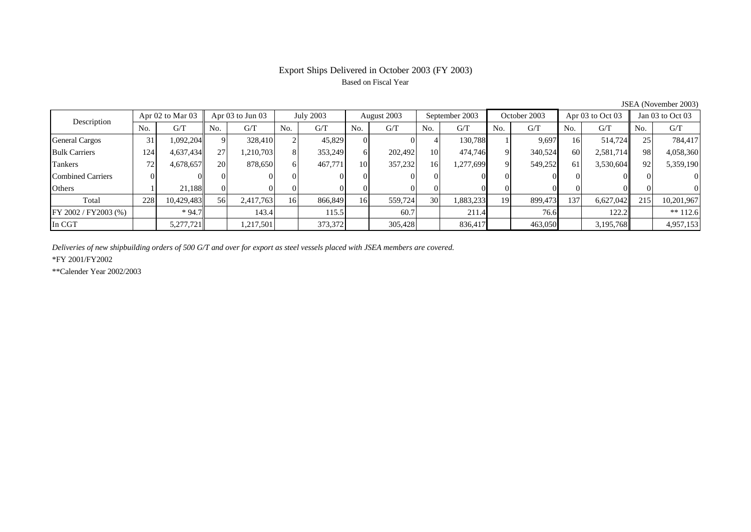# Export Ships Delivered in October 2003 (FY 2003)

Based on Fiscal Year

JSEA (November 2003)

| Description | Apr 02 to Mar 03 | | Apr 03 to Jun 03 | | July 2003 | | August 2003 | | September 2003 | | October 2003 | | Apr 03 to Oct 03 | | Jan 03 to Oct 03 | |
|---|---|---|---|---|---|---|---|---|---|---|---|---|---|---|---|---|
| | No. | G/T | No. | G/T | No. | G/T | No. | G/T | No. | G/T | No. | G/T | No. | G/T | No. | G/T |
| General Cargos | 31 | 1,092,204 | 9 | 328,410 | 2 | 45,829 | 0 | 0 | 4 | 130,788 | 1 | 9,697 | 16 | 514,724 | 25 | 784,417 |
| Bulk Carriers | 124 | 4,637,434 | 27 | 1,210,703 | 8 | 353,249 | 6 | 202,492 | 10 | 474,746 | 9 | 340,524 | 60 | 2,581,714 | 98 | 4,058,360 |
| Tankers | 72 | 4,678,657 | 20 | 878,650 | 6 | 467,771 | 10 | 357,232 | 16 | 1,277,699 | 9 | 549,252 | 61 | 3,530,604 | 92 | 5,359,190 |
| Combined Carriers | 0 | 0 | 0 | 0 | 0 | 0 | 0 | 0 | 0 | 0 | 0 | 0 | 0 | 0 | 0 | 0 |
| Others | 1 | 21,188 | 0 | 0 | 0 | 0 | 0 | 0 | 0 | 0 | 0 | 0 | 0 | 0 | 0 | 0 |
| Total | 228 | 10,429,483 | 56 | 2,417,763 | 16 | 866,849 | 16 | 559,724 | 30 | 1,883,233 | 19 | 899,473 | 137 | 6,627,042 | 215 | 10,201,967 |
| FY 2002 / FY2003 (%) | | * 94.7 | | 143.4 | | 115.5 | | 60.7 | | 211.4 | | 76.6 | | 122.2 | | ** 112.6 |
| In CGT | | 5,277,721 | | 1,217,501 | | 373,372 | | 305,428 | | 836,417 | | 463,050 | | 3,195,768 | | 4,957,153 |

*Deliveries of new shipbuilding orders of 500 G/T and over for export as steel vessels placed with JSEA members are covered.*

*FY 2001/FY2002

**Calender Year 2002/2003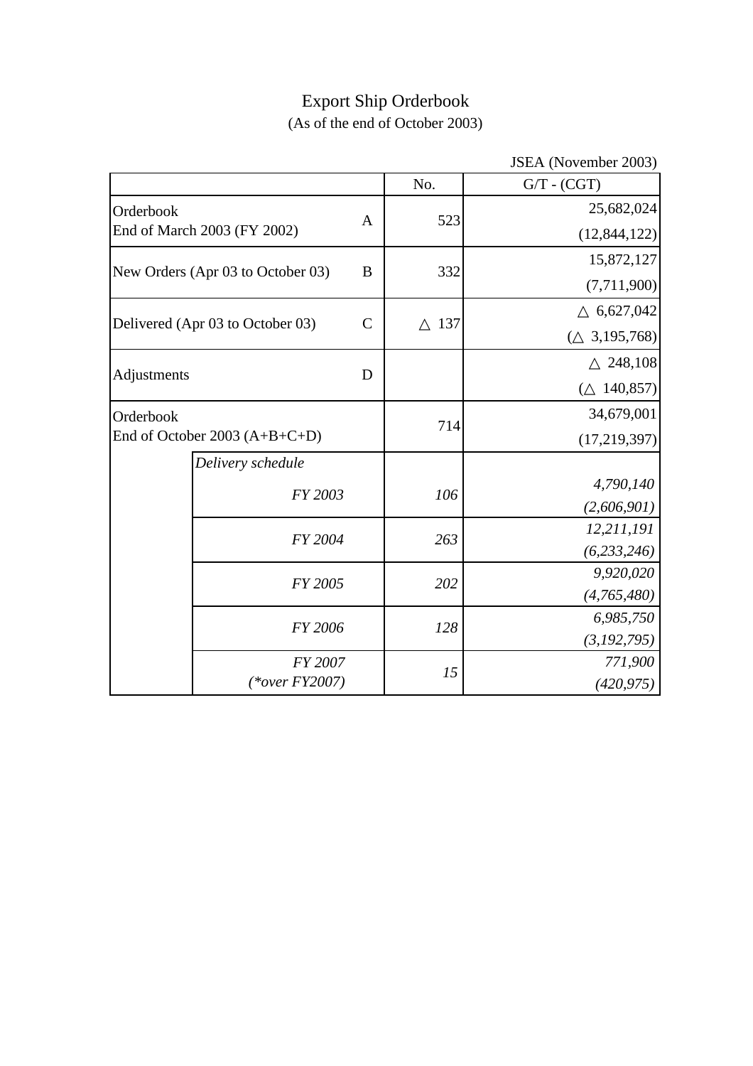# Export Ship Orderbook

(As of the end of October 2003)

JSEA (November 2003)

| | | | No. | G/T - (CGT) |
|---|---|---|---|---|
| Orderbook<br>End of March 2003 (FY 2002) | | A | 523 | 25,682,024<br>(12,844,122) |
| New Orders (Apr 03 to October 03) | | B | 332 | 15,872,127<br>(7,711,900) |
| Delivered (Apr 03 to October 03) | | C | △ 137 | △ 6,627,042<br>(△ 3,195,768) |
| Adjustments | | D | | △ 248,108<br>(△ 140,857) |
| Orderbook<br>End of October 2003 (A+B+C+D) | | | 714 | 34,679,001<br>(17,219,397) |
| | *Delivery schedule*<br>*FY 2003* | | *106* | *4,790,140*<br>*(2,606,901)* |
| | *FY 2004* | | *263* | *12,211,191*<br>*(6,233,246)* |
| | *FY 2005* | | *202* | *9,920,020*<br>*(4,765,480)* |
| | *FY 2006* | | *128* | *6,985,750*<br>*(3,192,795)* |
| | *FY 2007*<br>*(*over FY2007)* | | *15* | *771,900*<br>*(420,975)* |